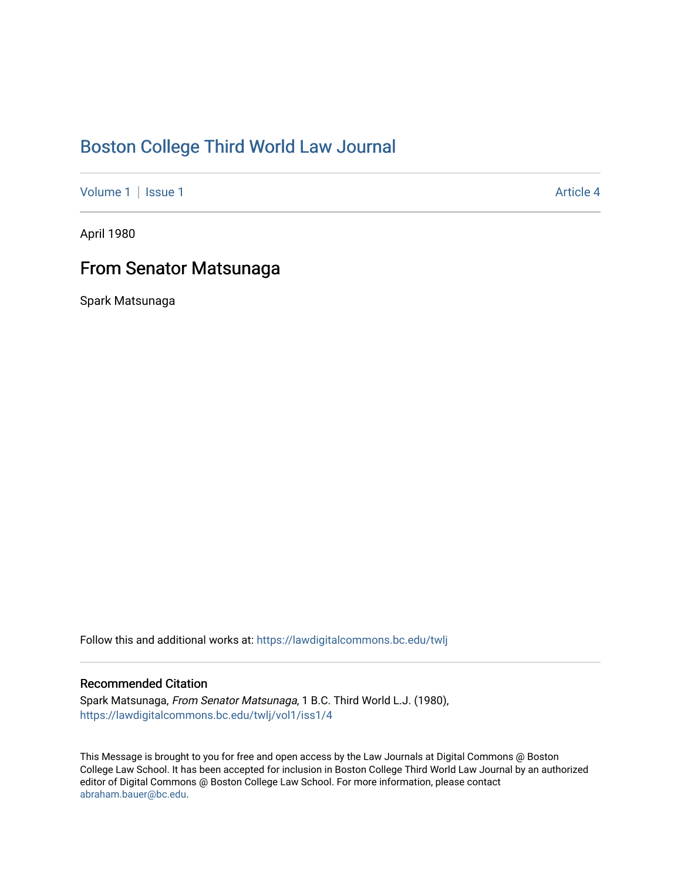# Boston College Third World Law Journal

Volume 1 | Issue 1 Article 4

April 1980

## From Senator Matsunaga

Spark Matsunaga

Follow this and additional works at: https://lawdigitalcommons.bc.edu/twlj

### Recommended Citation

Spark Matsunaga, *From Senator Matsunaga*, 1 B.C. Third World L.J. (1980), https://lawdigitalcommons.bc.edu/twlj/vol1/iss1/4

This Message is brought to you for free and open access by the Law Journals at Digital Commons @ Boston College Law School. It has been accepted for inclusion in Boston College Third World Law Journal by an authorized editor of Digital Commons @ Boston College Law School. For more information, please contact abraham.bauer@bc.edu.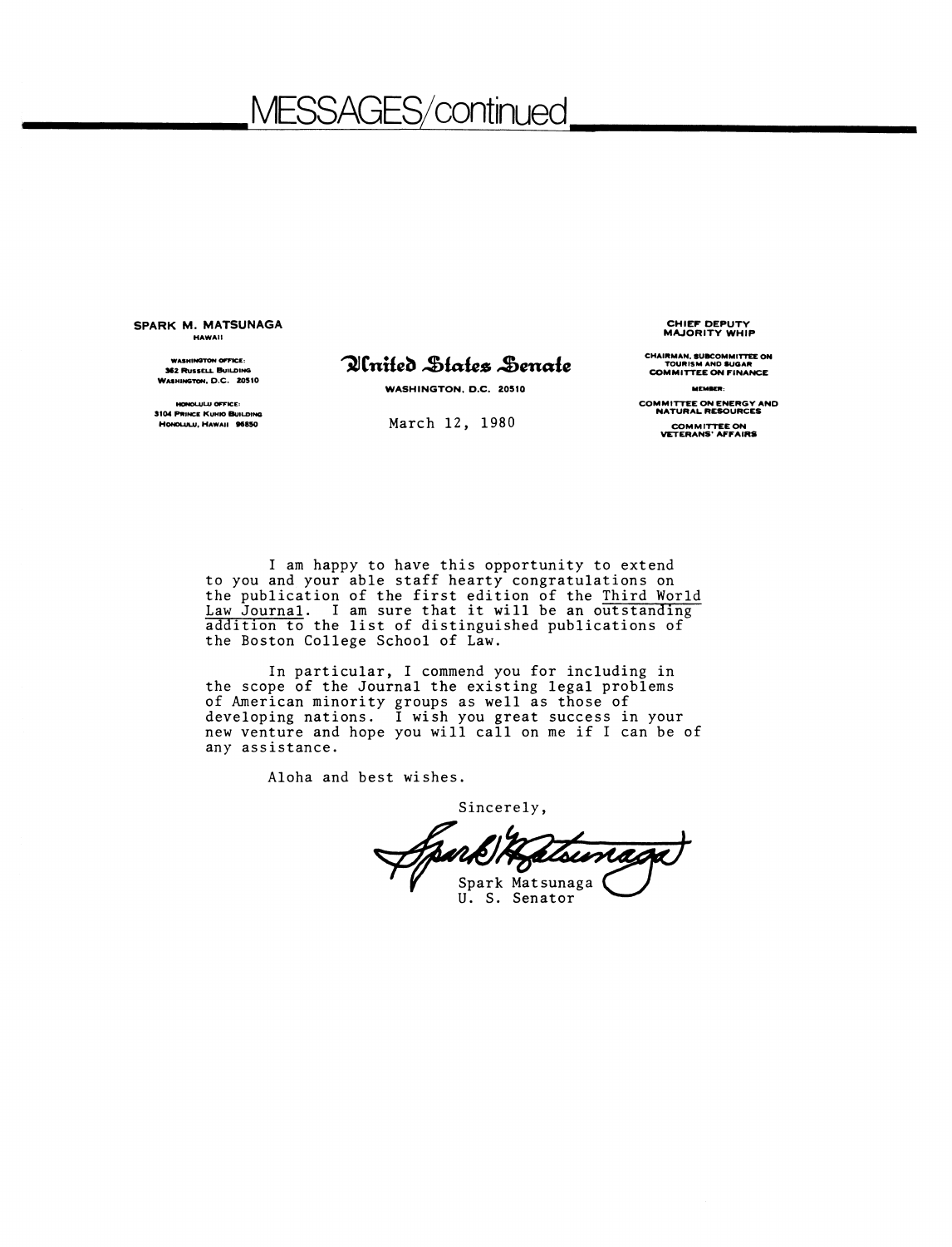# MESSAGES/continued

**SPARK M. MATSUNAGA**
HAWAII

WASHINGTON OFFICE:
362 RUSSELL BUILDING
WASHINGTON, D.C. 20510

HONOLULU OFFICE:
3104 PRINCE KUHIO BUILDING
HONOLULU, HAWAII 96850

**United States Senate**

WASHINGTON, D.C. 20510

CHIEF DEPUTY
MAJORITY WHIP

CHAIRMAN, SUBCOMMITTEE ON
TOURISM AND SUGAR
COMMITTEE ON FINANCE

MEMBER:
COMMITTEE ON ENERGY AND
NATURAL RESOURCES

COMMITTEE ON
VETERANS' AFFAIRS

March 12, 1980

I am happy to have this opportunity to extend to you and your able staff hearty congratulations on the publication of the first edition of the Third World Law Journal. I am sure that it will be an outstanding addition to the list of distinguished publications of the Boston College School of Law.

In particular, I commend you for including in the scope of the Journal the existing legal problems of American minority groups as well as those of developing nations. I wish you great success in your new venture and hope you will call on me if I can be of any assistance.

Aloha and best wishes.

Sincerely,

Spark Matsunaga
U. S. Senator